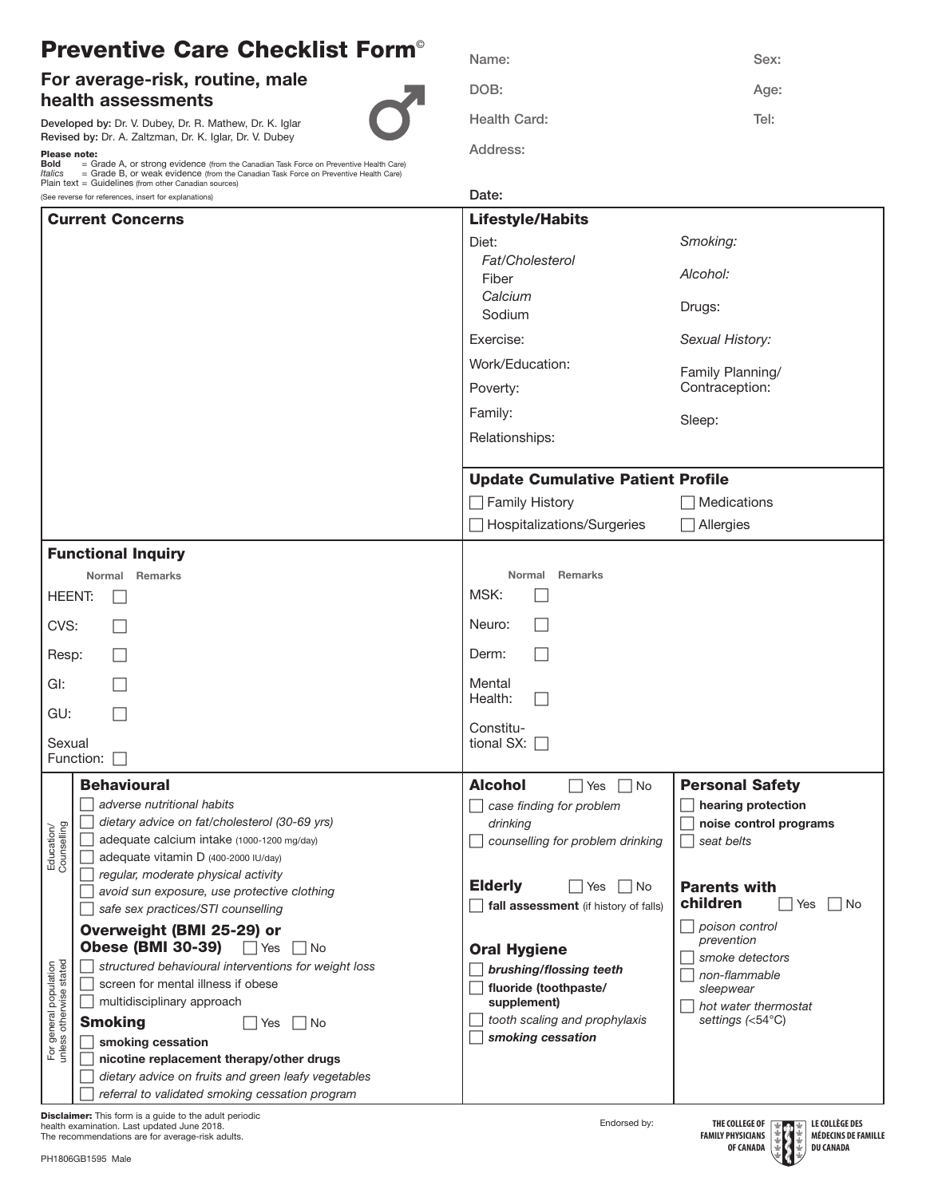# Preventive Care Checklist Form©

## For average-risk, routine, male health assessments

**Developed by:** Dr. V. Dubey, Dr. R. Mathew, Dr. K. Iglar
**Revised by:** Dr. A. Zaltzman, Dr. K. Iglar, Dr. V. Dubey

**Please note:**
**Bold** = Grade A, or strong evidence (from the Canadian Task Force on Preventive Health Care)
*Italics* = Grade B, or weak evidence (from the Canadian Task Force on Preventive Health Care)
Plain text = Guidelines (from other Canadian sources)
(See reverse for references, insert for explanations)

Name: Sex:
DOB: Age:
Health Card: Tel:
Address:
Date:

## Current Concerns

## Lifestyle/Habits

Diet:
- *Fat/Cholesterol*
- Fiber
- *Calcium*
- Sodium

Exercise:
Work/Education:
Poverty:
Family:
Relationships:

*Smoking:*
*Alcohol:*
Drugs:
*Sexual History:*
Family Planning/ Contraception:
Sleep:

## Update Cumulative Patient Profile

- ☐ Family History
- ☐ Medications
- ☐ Hospitalizations/Surgeries
- ☐ Allergies

## Functional Inquiry

| | Normal | Remarks |
|---|---|---|
| HEENT: | ☐ | |
| CVS: | ☐ | |
| Resp: | ☐ | |
| GI: | ☐ | |
| GU: | ☐ | |
| Sexual Function: | ☐ | |
| MSK: | ☐ | |
| Neuro: | ☐ | |
| Derm: | ☐ | |
| Mental Health: | ☐ | |
| Constitutional SX: | ☐ | |

## Education/Counselling

*For general population unless otherwise stated*

### Behavioural

- ☐ *adverse nutritional habits*
- ☐ *dietary advice on fat/cholesterol (30-69 yrs)*
- ☐ adequate calcium intake (1000-1200 mg/day)
- ☐ adequate vitamin D (400-2000 IU/day)
- ☐ *regular, moderate physical activity*
- ☐ *avoid sun exposure, use protective clothing*
- ☐ *safe sex practices/STI counselling*

### Overweight (BMI 25-29) or Obese (BMI 30-39) ☐ Yes ☐ No

- ☐ *structured behavioural interventions for weight loss*
- ☐ screen for mental illness if obese
- ☐ multidisciplinary approach

### Smoking ☐ Yes ☐ No

- ☐ **smoking cessation**
- ☐ **nicotine replacement therapy/other drugs**
- ☐ *dietary advice on fruits and green leafy vegetables*
- ☐ *referral to validated smoking cessation program*

### Alcohol ☐ Yes ☐ No

- ☐ *case finding for problem drinking*
- ☐ *counselling for problem drinking*

### Elderly ☐ Yes ☐ No

- ☐ **fall assessment** (if history of falls)

### Oral Hygiene

- ☐ ***brushing/flossing teeth***
- ☐ **fluoride (toothpaste/ supplement)**
- ☐ *tooth scaling and prophylaxis*
- ☐ ***smoking cessation***

### Personal Safety

- ☐ **hearing protection**
- ☐ **noise control programs**
- ☐ *seat belts*

### Parents with children ☐ Yes ☐ No

- ☐ *poison control prevention*
- ☐ *smoke detectors*
- ☐ *non-flammable sleepwear*
- ☐ *hot water thermostat settings (<54°C)*

**Disclaimer:** This form is a guide to the adult periodic health examination. Last updated June 2018. The recommendations are for average-risk adults.

Endorsed by: The College of Family Physicians of Canada / Le Collège des Médecins de Famille du Canada

PH1806GB1595 Male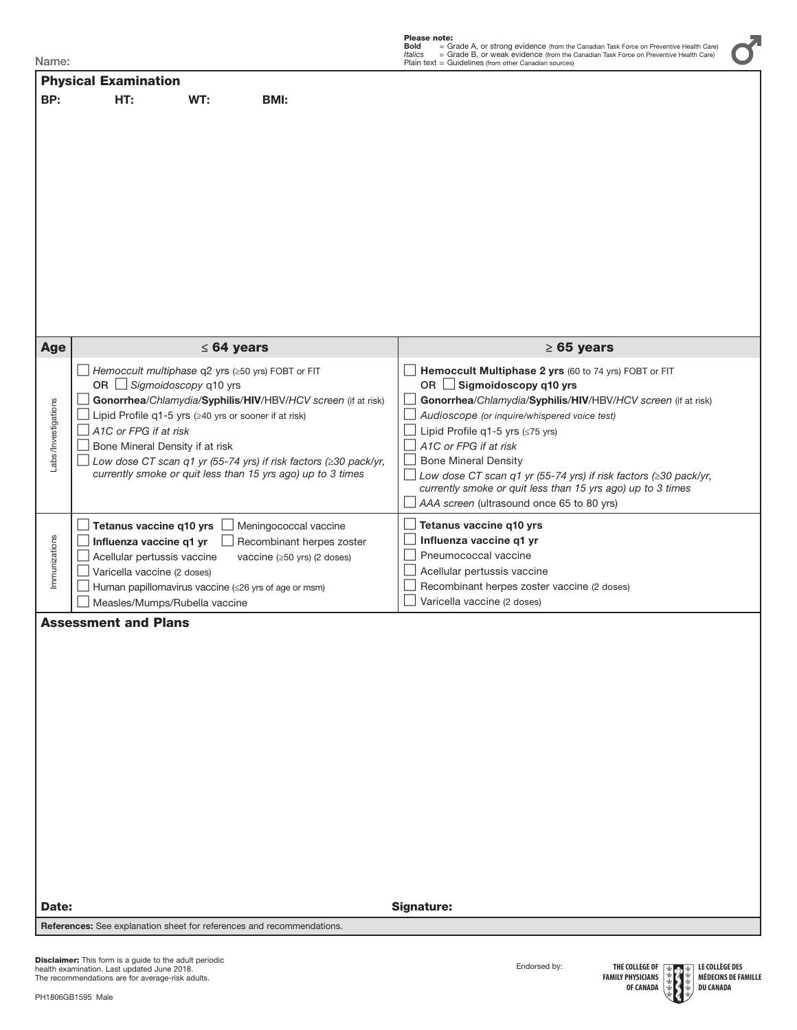Name:

**Please note:**
**Bold** = Grade A, or strong evidence (from the Canadian Task Force on Preventive Health Care)
*Italics* = Grade B, or weak evidence (from the Canadian Task Force on Preventive Health Care)
Plain text = Guidelines (from other Canadian sources)

♂

## Physical Examination

**BP:** **HT:** **WT:** **BMI:**

| Age | ≤ 64 years | ≥ 65 years |
|---|---|---|
| Labs/Investigations | ☐ *Hemoccult multiphase* q2 yrs (≥50 yrs) FOBT or FIT<br>OR ☐ *Sigmoidoscopy* q10 yrs<br>☐ **Gonorrhea**/*Chlamydia*/**Syphilis**/**HIV**/HBV/*HCV screen* (if at risk)<br>☐ Lipid Profile q1-5 yrs (≥40 yrs or sooner if at risk)<br>☐ *A1C or FPG if at risk*<br>☐ Bone Mineral Density if at risk<br>☐ *Low dose CT scan q1 yr (55-74 yrs) if risk factors (≥30 pack/yr, currently smoke or quit less than 15 yrs ago) up to 3 times* | ☐ **Hemoccult Multiphase 2 yrs** (60 to 74 yrs) FOBT or FIT<br>OR ☐ **Sigmoidoscopy q10 yrs**<br>☐ **Gonorrhea**/*Chlamydia*/**Syphilis**/**HIV**/HBV/*HCV screen* (if at risk)<br>☐ *Audioscope (or inquire/whispered voice test)*<br>☐ Lipid Profile q1-5 yrs (≤75 yrs)<br>☐ *A1C or FPG if at risk*<br>☐ Bone Mineral Density<br>☐ *Low dose CT scan q1 yr (55-74 yrs) if risk factors (≥30 pack/yr, currently smoke or quit less than 15 yrs ago) up to 3 times*<br>☐ *AAA screen* (ultrasound once 65 to 80 yrs) |
| Immunizations | ☐ **Tetanus vaccine q10 yrs** ☐ Meningococcal vaccine<br>☐ **Influenza vaccine q1 yr** ☐ Recombinant herpes zoster vaccine (≥50 yrs) (2 doses)<br>☐ Acellular pertussis vaccine<br>☐ Varicella vaccine (2 doses)<br>☐ Human papillomavirus vaccine (≤26 yrs of age or msm)<br>☐ Measles/Mumps/Rubella vaccine | ☐ **Tetanus vaccine q10 yrs**<br>☐ **Influenza vaccine q1 yr**<br>☐ Pneumococcal vaccine<br>☐ Acellular pertussis vaccine<br>☐ Recombinant herpes zoster vaccine (2 doses)<br>☐ Varicella vaccine (2 doses) |

## Assessment and Plans

**Date:** **Signature:**

**References:** See explanation sheet for references and recommendations.

**Disclaimer:** This form is a guide to the adult periodic health examination. Last updated June 2018. The recommendations are for average-risk adults.

Endorsed by: THE COLLEGE OF FAMILY PHYSICIANS OF CANADA / LE COLLÈGE DES MÉDECINS DE FAMILLE DU CANADA

PH1806GB1595 Male